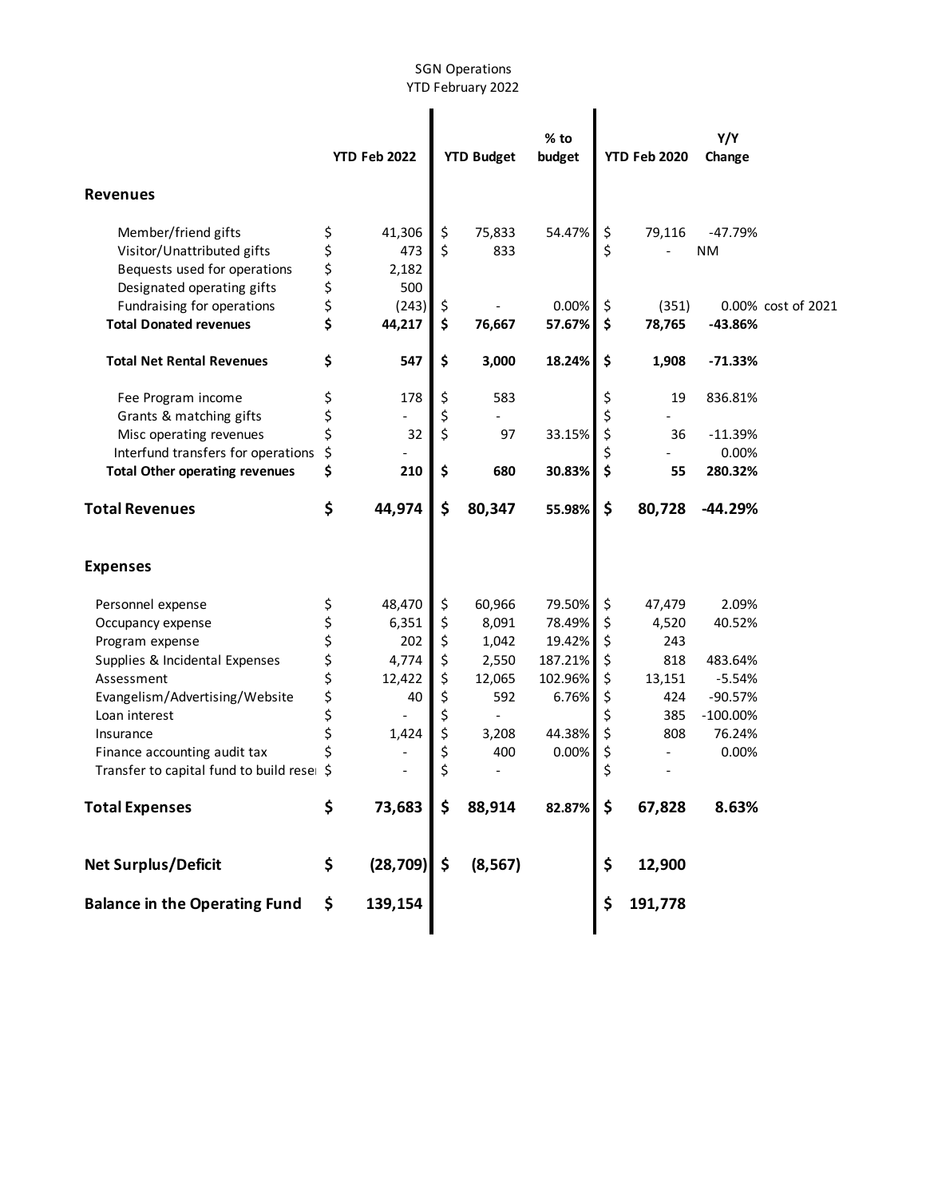SGN Operations
YTD February 2022

| | YTD Feb 2022 | YTD Budget | % to budget | YTD Feb 2020 | Y/Y Change | |
|---|---|---|---|---|---|---|
| **Revenues** | | | | | | |
| Member/friend gifts | $ 41,306 | $ 75,833 | 54.47% | $ 79,116 | -47.79% | |
| Visitor/Unattributed gifts | $ 473 | $ 833 | | $ - | NM | |
| Bequests used for operations | $ 2,182 | | | | | |
| Designated operating gifts | $ 500 | | | | | |
| Fundraising for operations | $ (243) | $ - | 0.00% | $ (351) | 0.00% | cost of 2021 |
| **Total Donated revenues** | **$ 44,217** | **$ 76,667** | **57.67%** | **$ 78,765** | **-43.86%** | |
| **Total Net Rental Revenues** | **$ 547** | **$ 3,000** | **18.24%** | **$ 1,908** | **-71.33%** | |
| Fee Program income | $ 178 | $ 583 | | $ 19 | 836.81% | |
| Grants & matching gifts | $ - | $ - | | $ - | | |
| Misc operating revenues | $ 32 | $ 97 | 33.15% | $ 36 | -11.39% | |
| Interfund transfers for operations | $ - | | | $ - | 0.00% | |
| **Total Other operating revenues** | **$ 210** | **$ 680** | **30.83%** | **$ 55** | **280.32%** | |
| **Total Revenues** | **$ 44,974** | **$ 80,347** | **55.98%** | **$ 80,728** | **-44.29%** | |
| **Expenses** | | | | | | |
| Personnel expense | $ 48,470 | $ 60,966 | 79.50% | $ 47,479 | 2.09% | |
| Occupancy expense | $ 6,351 | $ 8,091 | 78.49% | $ 4,520 | 40.52% | |
| Program expense | $ 202 | $ 1,042 | 19.42% | $ 243 | | |
| Supplies & Incidental Expenses | $ 4,774 | $ 2,550 | 187.21% | $ 818 | 483.64% | |
| Assessment | $ 12,422 | $ 12,065 | 102.96% | $ 13,151 | -5.54% | |
| Evangelism/Advertising/Website | $ 40 | $ 592 | 6.76% | $ 424 | -90.57% | |
| Loan interest | $ - | $ - | | $ 385 | -100.00% | |
| Insurance | $ 1,424 | $ 3,208 | 44.38% | $ 808 | 76.24% | |
| Finance accounting audit tax | $ - | $ 400 | 0.00% | $ - | 0.00% | |
| Transfer to capital fund to build reser | $ - | $ - | | $ - | | |
| **Total Expenses** | **$ 73,683** | **$ 88,914** | **82.87%** | **$ 67,828** | **8.63%** | |
| **Net Surplus/Deficit** | **$ (28,709)** | **$ (8,567)** | | **$ 12,900** | | |
| **Balance in the Operating Fund** | **$ 139,154** | | | **$ 191,778** | | |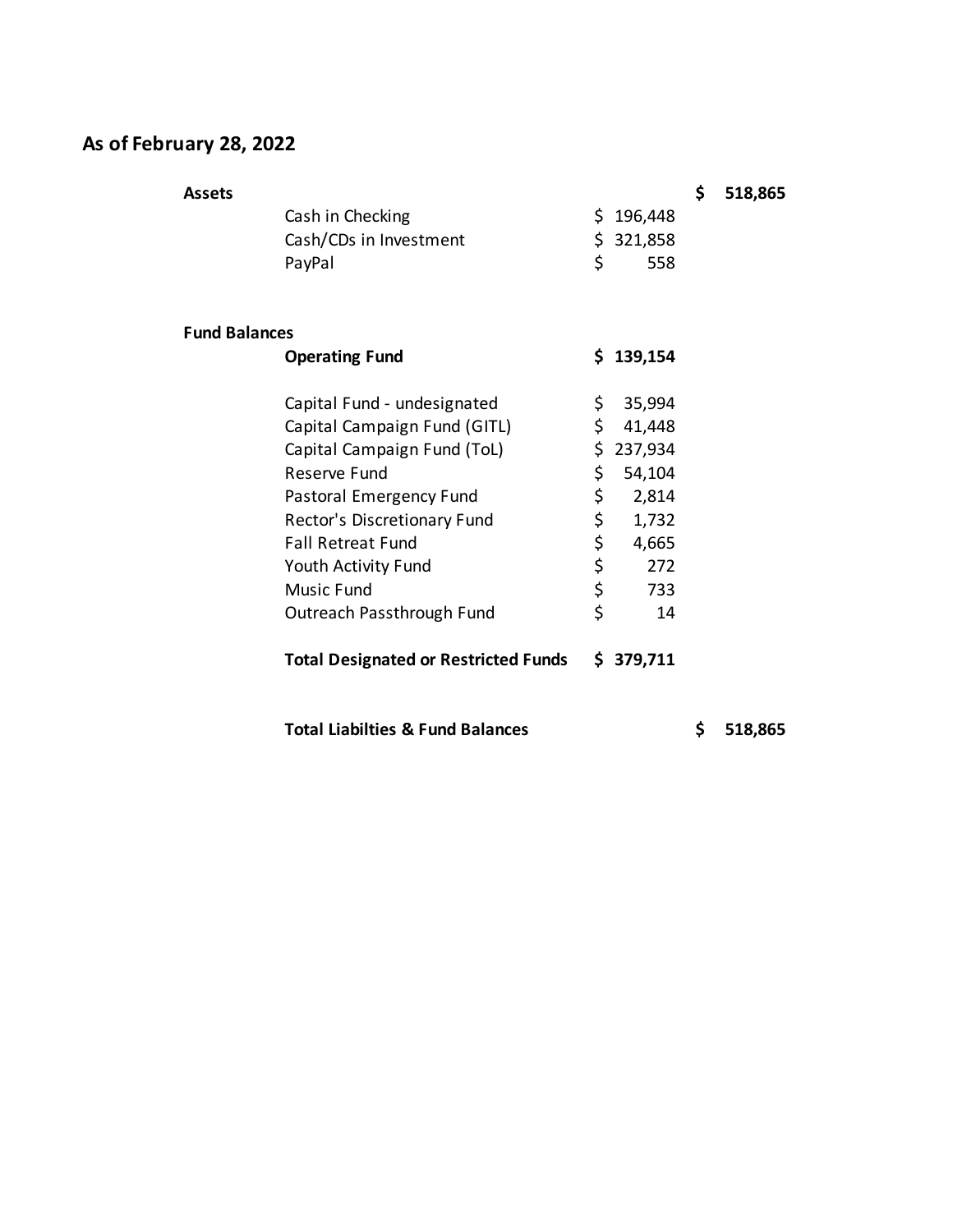## As of February 28, 2022

| | | | |
|---|---|---|---|
| **Assets** | | | **$ 518,865** |
| | Cash in Checking | $ 196,448 | |
| | Cash/CDs in Investment | $ 321,858 | |
| | PayPal | $ 558 | |
| | | | |
| **Fund Balances** | | | |
| | **Operating Fund** | **$ 139,154** | |
| | | | |
| | Capital Fund - undesignated | $ 35,994 | |
| | Capital Campaign Fund (GITL) | $ 41,448 | |
| | Capital Campaign Fund (ToL) | $ 237,934 | |
| | Reserve Fund | $ 54,104 | |
| | Pastoral Emergency Fund | $ 2,814 | |
| | Rector's Discretionary Fund | $ 1,732 | |
| | Fall Retreat Fund | $ 4,665 | |
| | Youth Activity Fund | $ 272 | |
| | Music Fund | $ 733 | |
| | Outreach Passthrough Fund | $ 14 | |
| | | | |
| | **Total Designated or Restricted Funds** | **$ 379,711** | |
| | | | |
| | **Total Liabilties & Fund Balances** | | **$ 518,865** |